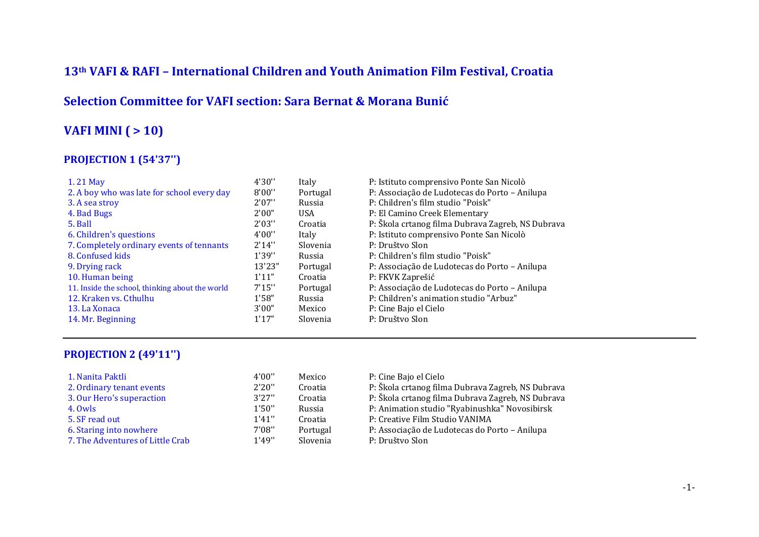# 13th VAFI & RAFI – International Children and Youth Animation Film Festival, Croatia

## Selection Committee for VAFI section: Sara Bernat & Morana Bunić

## VAFI MINI ( > 10)

### PROJECTION 1 (54'37'')

| Title | Duration | Country | Producer |
|---|---|---|---|
| 1. 21 May | 4'30'' | Italy | P: Istituto comprensivo Ponte San Nicolò |
| 2. A boy who was late for school every day | 8'00'' | Portugal | P: Associação de Ludotecas do Porto – Anilupa |
| 3. A sea stroy | 2'07'' | Russia | P: Children's film studio "Poisk" |
| 4. Bad Bugs | 2'00'' | USA | P: El Camino Creek Elementary |
| 5. Ball | 2'03'' | Croatia | P: Škola crtanog filma Dubrava Zagreb, NS Dubrava |
| 6. Children's questions | 4'00'' | Italy | P: Istituto comprensivo Ponte San Nicolò |
| 7. Completely ordinary events of tennants | 2'14'' | Slovenia | P: Društvo Slon |
| 8. Confused kids | 1'39'' | Russia | P: Children's film studio "Poisk" |
| 9. Drying rack | 13'23'' | Portugal | P: Associação de Ludotecas do Porto – Anilupa |
| 10. Human being | 1'11'' | Croatia | P: FKVK Zaprešić |
| 11. Inside the school, thinking about the world | 7'15'' | Portugal | P: Associação de Ludotecas do Porto – Anilupa |
| 12. Kraken vs. Cthulhu | 1'58'' | Russia | P: Children's animation studio "Arbuz" |
| 13. La Xonaca | 3'00'' | Mexico | P: Cine Bajo el Cielo |
| 14. Mr. Beginning | 1'17'' | Slovenia | P: Društvo Slon |

---

### PROJECTION 2 (49'11'')

| Title | Duration | Country | Producer |
|---|---|---|---|
| 1. Nanita Paktli | 4'00'' | Mexico | P: Cine Bajo el Cielo |
| 2. Ordinary tenant events | 2'20'' | Croatia | P: Škola crtanog filma Dubrava Zagreb, NS Dubrava |
| 3. Our Hero's superaction | 3'27'' | Croatia | P: Škola crtanog filma Dubrava Zagreb, NS Dubrava |
| 4. Owls | 1'50'' | Russia | P: Animation studio "Ryabinushka" Novosibirsk |
| 5. SF read out | 1'41'' | Croatia | P: Creative Film Studio VANIMA |
| 6. Staring into nowhere | 7'08'' | Portugal | P: Associação de Ludotecas do Porto – Anilupa |
| 7. The Adventures of Little Crab | 1'49'' | Slovenia | P: Društvo Slon |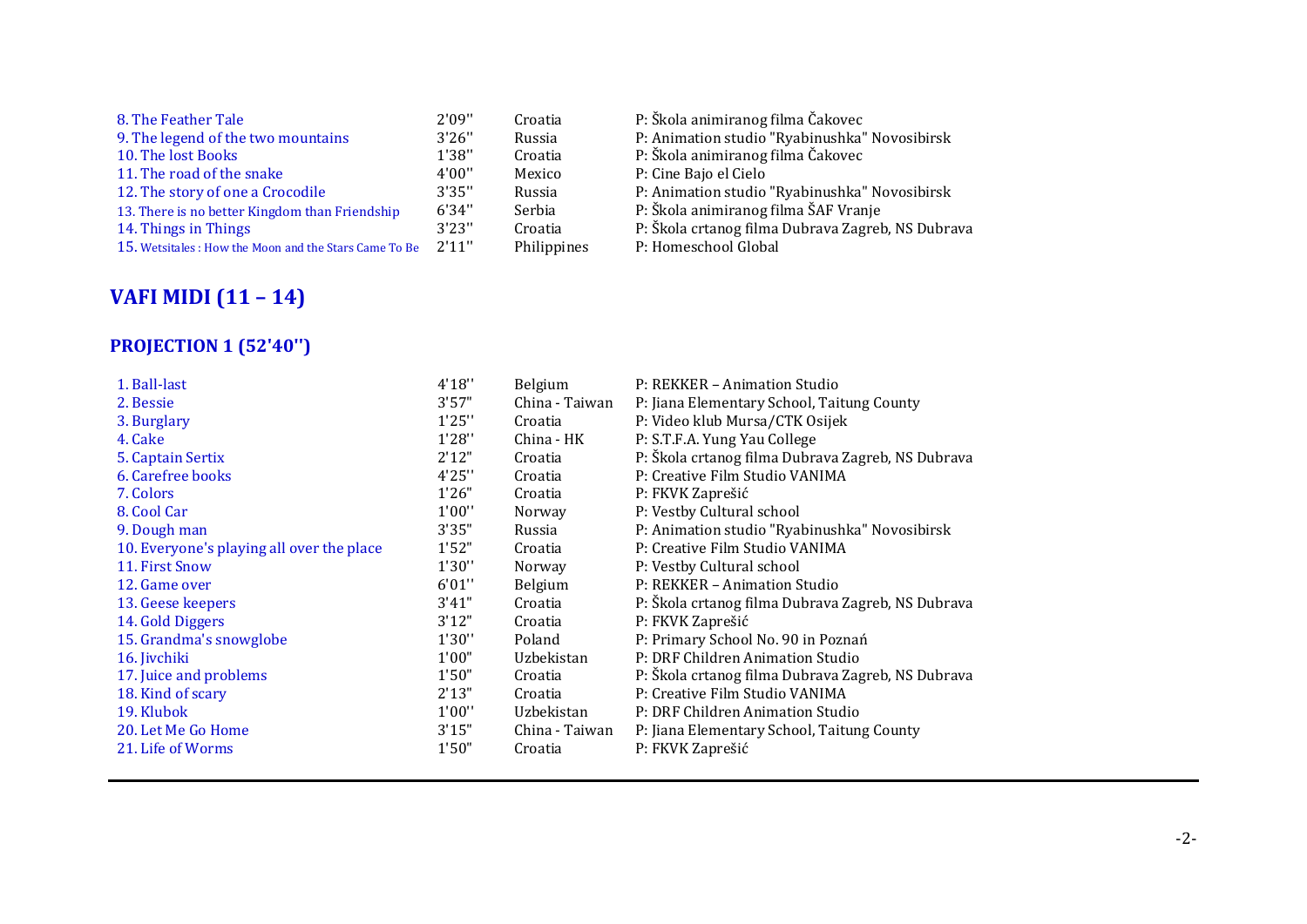| | | | |
|---|---|---|---|
| 8. The Feather Tale | 2'09'' | Croatia | P: Škola animiranog filma Čakovec |
| 9. The legend of the two mountains | 3'26'' | Russia | P: Animation studio "Ryabinushka" Novosibirsk |
| 10. The lost Books | 1'38'' | Croatia | P: Škola animiranog filma Čakovec |
| 11. The road of the snake | 4'00'' | Mexico | P: Cine Bajo el Cielo |
| 12. The story of one a Crocodile | 3'35'' | Russia | P: Animation studio "Ryabinushka" Novosibirsk |
| 13. There is no better Kingdom than Friendship | 6'34'' | Serbia | P: Škola animiranog filma ŠAF Vranje |
| 14. Things in Things | 3'23'' | Croatia | P: Škola crtanog filma Dubrava Zagreb, NS Dubrava |
| 15. Wetsitales : How the Moon and the Stars Came To Be | 2'11'' | Philippines | P: Homeschool Global |

## VAFI MIDI (11 – 14)

### PROJECTION 1 (52'40'')

| | | | |
|---|---|---|---|
| 1. Ball-last | 4'18'' | Belgium | P: REKKER – Animation Studio |
| 2. Bessie | 3'57'' | China - Taiwan | P: Jiana Elementary School, Taitung County |
| 3. Burglary | 1'25'' | Croatia | P: Video klub Mursa/CTK Osijek |
| 4. Cake | 1'28'' | China - HK | P: S.T.F.A. Yung Yau College |
| 5. Captain Sertix | 2'12'' | Croatia | P: Škola crtanog filma Dubrava Zagreb, NS Dubrava |
| 6. Carefree books | 4'25'' | Croatia | P: Creative Film Studio VANIMA |
| 7. Colors | 1'26'' | Croatia | P: FKVK Zaprešić |
| 8. Cool Car | 1'00'' | Norway | P: Vestby Cultural school |
| 9. Dough man | 3'35'' | Russia | P: Animation studio "Ryabinushka" Novosibirsk |
| 10. Everyone's playing all over the place | 1'52'' | Croatia | P: Creative Film Studio VANIMA |
| 11. First Snow | 1'30'' | Norway | P: Vestby Cultural school |
| 12. Game over | 6'01'' | Belgium | P: REKKER – Animation Studio |
| 13. Geese keepers | 3'41'' | Croatia | P: Škola crtanog filma Dubrava Zagreb, NS Dubrava |
| 14. Gold Diggers | 3'12'' | Croatia | P: FKVK Zaprešić |
| 15. Grandma's snowglobe | 1'30'' | Poland | P: Primary School No. 90 in Poznań |
| 16. Jivchiki | 1'00'' | Uzbekistan | P: DRF Children Animation Studio |
| 17. Juice and problems | 1'50'' | Croatia | P: Škola crtanog filma Dubrava Zagreb, NS Dubrava |
| 18. Kind of scary | 2'13'' | Croatia | P: Creative Film Studio VANIMA |
| 19. Klubok | 1'00'' | Uzbekistan | P: DRF Children Animation Studio |
| 20. Let Me Go Home | 3'15'' | China - Taiwan | P: Jiana Elementary School, Taitung County |
| 21. Life of Worms | 1'50'' | Croatia | P: FKVK Zaprešić |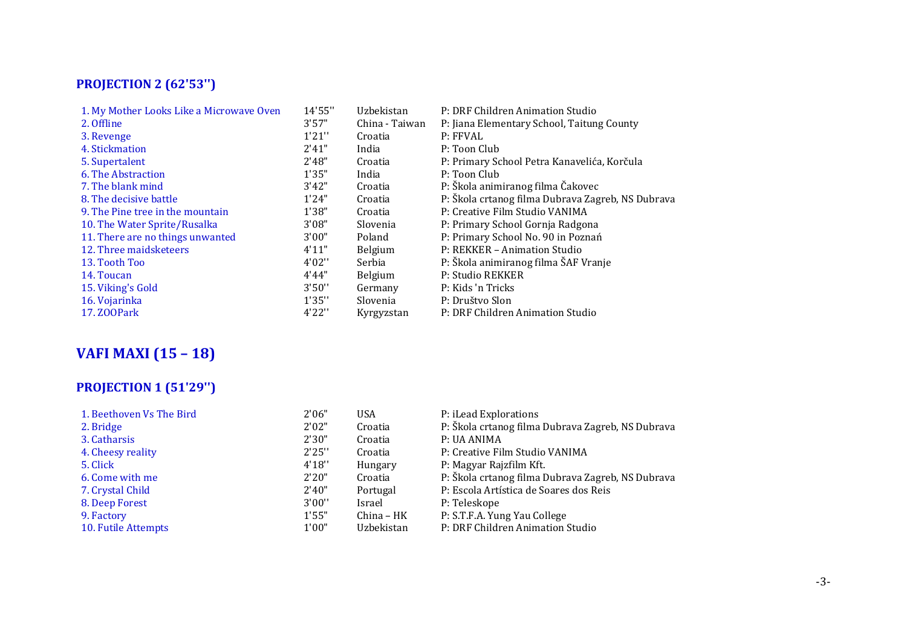### PROJECTION 2 (62'53'')

| | | | |
|---|---|---|---|
| 1. My Mother Looks Like a Microwave Oven | 14'55'' | Uzbekistan | P: DRF Children Animation Studio |
| 2. Offline | 3'57" | China - Taiwan | P: Jiana Elementary School, Taitung County |
| 3. Revenge | 1'21'' | Croatia | P: FFVAL |
| 4. Stickmation | 2'41" | India | P: Toon Club |
| 5. Supertalent | 2'48" | Croatia | P: Primary School Petra Kanavelića, Korčula |
| 6. The Abstraction | 1'35" | India | P: Toon Club |
| 7. The blank mind | 3'42" | Croatia | P: Škola animiranog filma Čakovec |
| 8. The decisive battle | 1'24" | Croatia | P: Škola crtanog filma Dubrava Zagreb, NS Dubrava |
| 9. The Pine tree in the mountain | 1'38" | Croatia | P: Creative Film Studio VANIMA |
| 10. The Water Sprite/Rusalka | 3'08" | Slovenia | P: Primary School Gornja Radgona |
| 11. There are no things unwanted | 3'00" | Poland | P: Primary School No. 90 in Poznań |
| 12. Three maidsketeers | 4'11" | Belgium | P: REKKER – Animation Studio |
| 13. Tooth Too | 4'02'' | Serbia | P: Škola animiranog filma ŠAF Vranje |
| 14. Toucan | 4'44" | Belgium | P: Studio REKKER |
| 15. Viking's Gold | 3'50'' | Germany | P: Kids 'n Tricks |
| 16. Vojarinka | 1'35'' | Slovenia | P: Društvo Slon |
| 17. ZOOPark | 4'22'' | Kyrgyzstan | P: DRF Children Animation Studio |

## VAFI MAXI (15 – 18)

### PROJECTION 1 (51'29'')

| | | | |
|---|---|---|---|
| 1. Beethoven Vs The Bird | 2'06" | USA | P: iLead Explorations |
| 2. Bridge | 2'02" | Croatia | P: Škola crtanog filma Dubrava Zagreb, NS Dubrava |
| 3. Catharsis | 2'30" | Croatia | P: UA ANIMA |
| 4. Cheesy reality | 2'25'' | Croatia | P: Creative Film Studio VANIMA |
| 5. Click | 4'18'' | Hungary | P: Magyar Rajzfilm Kft. |
| 6. Come with me | 2'20" | Croatia | P: Škola crtanog filma Dubrava Zagreb, NS Dubrava |
| 7. Crystal Child | 2'40" | Portugal | P: Escola Artística de Soares dos Reis |
| 8. Deep Forest | 3'00'' | Israel | P: Teleskope |
| 9. Factory | 1'55" | China – HK | P: S.T.F.A. Yung Yau College |
| 10. Futile Attempts | 1'00" | Uzbekistan | P: DRF Children Animation Studio |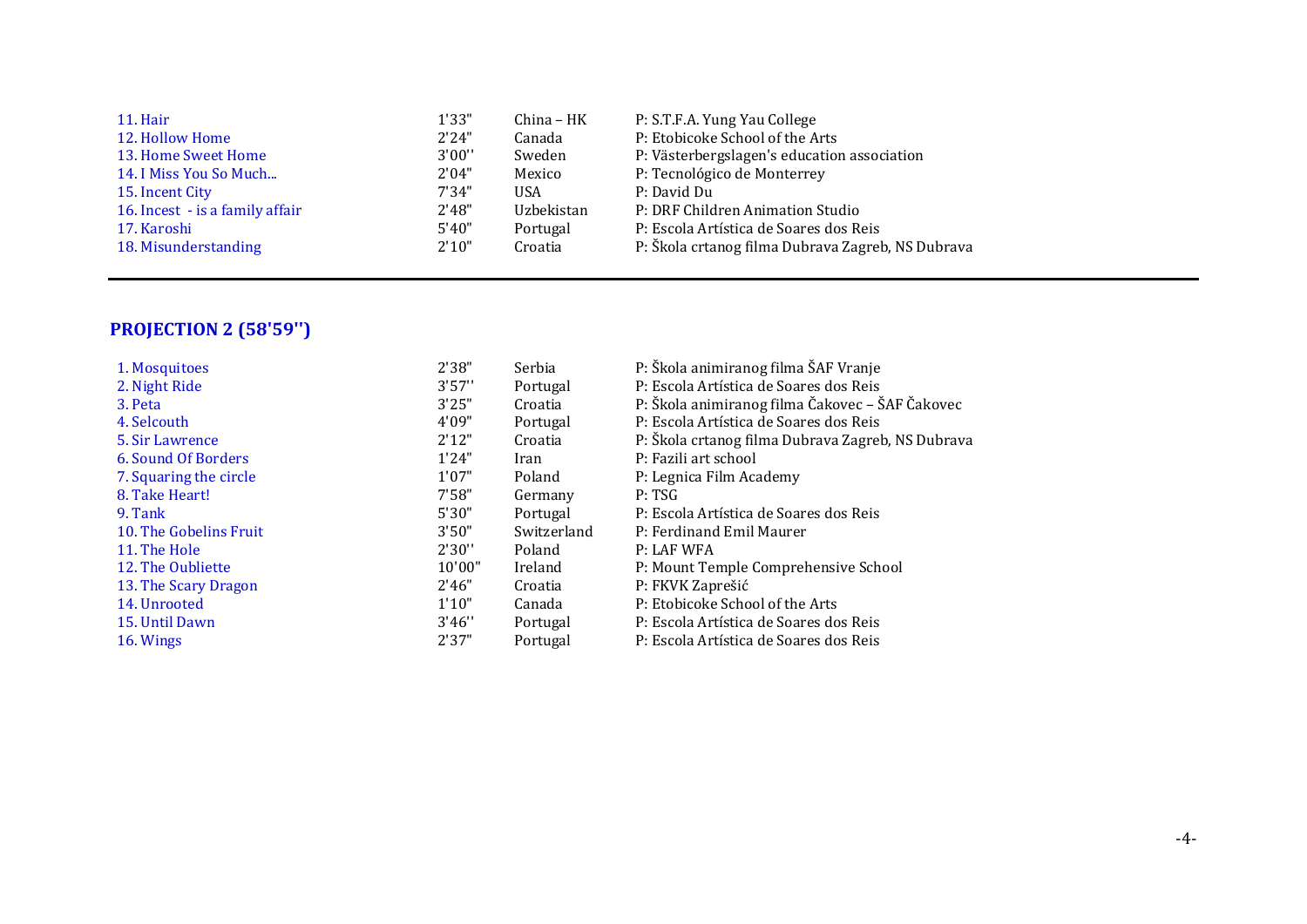| | | | |
|---|---|---|---|
| 11. Hair | 1'33" | China – HK | P: S.T.F.A. Yung Yau College |
| 12. Hollow Home | 2'24" | Canada | P: Etobicoke School of the Arts |
| 13. Home Sweet Home | 3'00'' | Sweden | P: Västerbergslagen's education association |
| 14. I Miss You So Much... | 2'04" | Mexico | P: Tecnológico de Monterrey |
| 15. Incent City | 7'34" | USA | P: David Du |
| 16. Incest - is a family affair | 2'48" | Uzbekistan | P: DRF Children Animation Studio |
| 17. Karoshi | 5'40" | Portugal | P: Escola Artística de Soares dos Reis |
| 18. Misunderstanding | 2'10" | Croatia | P: Škola crtanog filma Dubrava Zagreb, NS Dubrava |

## PROJECTION 2 (58'59'')

| | | | |
|---|---|---|---|
| 1. Mosquitoes | 2'38" | Serbia | P: Škola animiranog filma ŠAF Vranje |
| 2. Night Ride | 3'57'' | Portugal | P: Escola Artística de Soares dos Reis |
| 3. Peta | 3'25" | Croatia | P: Škola animiranog filma Čakovec – ŠAF Čakovec |
| 4. Selcouth | 4'09" | Portugal | P: Escola Artística de Soares dos Reis |
| 5. Sir Lawrence | 2'12" | Croatia | P: Škola crtanog filma Dubrava Zagreb, NS Dubrava |
| 6. Sound Of Borders | 1'24" | Iran | P: Fazili art school |
| 7. Squaring the circle | 1'07" | Poland | P: Legnica Film Academy |
| 8. Take Heart! | 7'58" | Germany | P: TSG |
| 9. Tank | 5'30" | Portugal | P: Escola Artística de Soares dos Reis |
| 10. The Gobelins Fruit | 3'50" | Switzerland | P: Ferdinand Emil Maurer |
| 11. The Hole | 2'30'' | Poland | P: LAF WFA |
| 12. The Oubliette | 10'00" | Ireland | P: Mount Temple Comprehensive School |
| 13. The Scary Dragon | 2'46" | Croatia | P: FKVK Zaprešić |
| 14. Unrooted | 1'10" | Canada | P: Etobicoke School of the Arts |
| 15. Until Dawn | 3'46'' | Portugal | P: Escola Artística de Soares dos Reis |
| 16. Wings | 2'37" | Portugal | P: Escola Artística de Soares dos Reis |